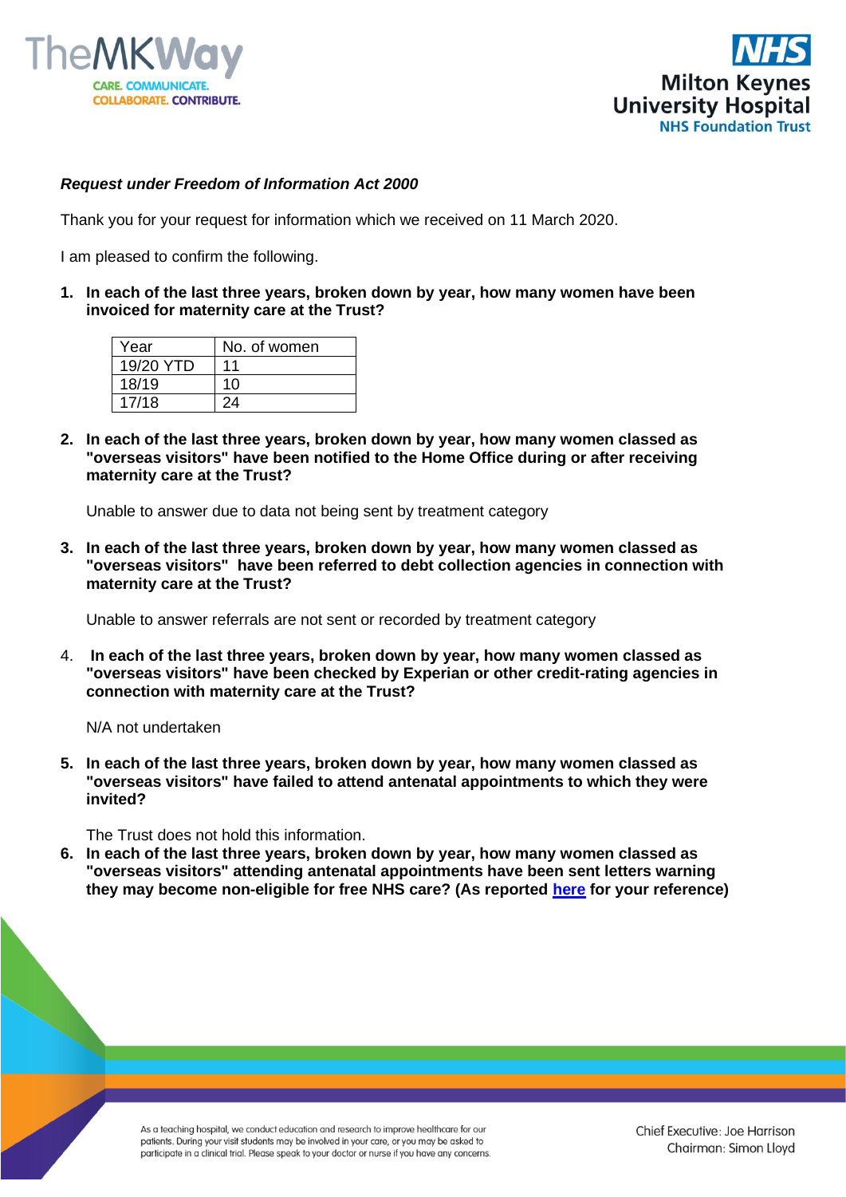***Request under Freedom of Information Act 2000***

Thank you for your request for information which we received on 11 March 2020.

I am pleased to confirm the following.

1. **In each of the last three years, broken down by year, how many women have been invoiced for maternity care at the Trust?**

| Year | No. of women |
|---|---|
| 19/20 YTD | 11 |
| 18/19 | 10 |
| 17/18 | 24 |

2. **In each of the last three years, broken down by year, how many women classed as "overseas visitors" have been notified to the Home Office during or after receiving maternity care at the Trust?**

   Unable to answer due to data not being sent by treatment category

3. **In each of the last three years, broken down by year, how many women classed as "overseas visitors" have been referred to debt collection agencies in connection with maternity care at the Trust?**

   Unable to answer referrals are not sent or recorded by treatment category

4. **In each of the last three years, broken down by year, how many women classed as "overseas visitors" have been checked by Experian or other credit-rating agencies in connection with maternity care at the Trust?**

   N/A not undertaken

5. **In each of the last three years, broken down by year, how many women classed as "overseas visitors" have failed to attend antenatal appointments to which they were invited?**

   The Trust does not hold this information.

6. **In each of the last three years, broken down by year, how many women classed as "overseas visitors" attending antenatal appointments have been sent letters warning they may become non-eligible for free NHS care? (As reported [here] for your reference)**

As a teaching hospital, we conduct education and research to improve healthcare for our patients. During your visit students may be involved in your care, or you may be asked to participate in a clinical trial. Please speak to your doctor or nurse if you have any concerns.

Chief Executive: Joe Harrison
Chairman: Simon Lloyd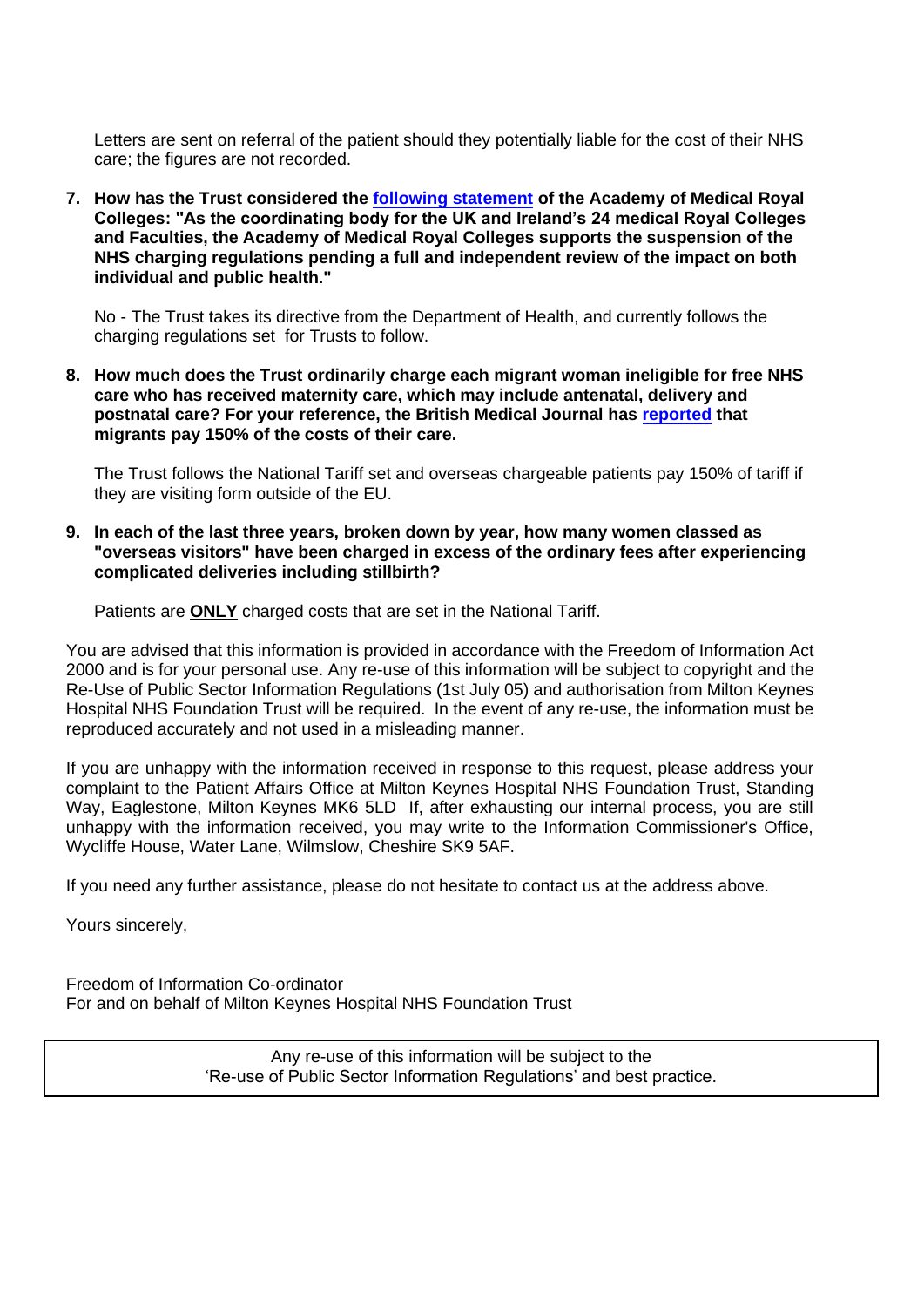Letters are sent on referral of the patient should they potentially liable for the cost of their NHS care; the figures are not recorded.

7. **How has the Trust considered the [following statement](#) of the Academy of Medical Royal Colleges: "As the coordinating body for the UK and Ireland's 24 medical Royal Colleges and Faculties, the Academy of Medical Royal Colleges supports the suspension of the NHS charging regulations pending a full and independent review of the impact on both individual and public health."**

   No - The Trust takes its directive from the Department of Health, and currently follows the charging regulations set for Trusts to follow.

8. **How much does the Trust ordinarily charge each migrant woman ineligible for free NHS care who has received maternity care, which may include antenatal, delivery and postnatal care? For your reference, the British Medical Journal has [reported](#) that migrants pay 150% of the costs of their care.**

   The Trust follows the National Tariff set and overseas chargeable patients pay 150% of tariff if they are visiting form outside of the EU.

9. **In each of the last three years, broken down by year, how many women classed as "overseas visitors" have been charged in excess of the ordinary fees after experiencing complicated deliveries including stillbirth?**

   Patients are **ONLY** charged costs that are set in the National Tariff.

You are advised that this information is provided in accordance with the Freedom of Information Act 2000 and is for your personal use. Any re-use of this information will be subject to copyright and the Re-Use of Public Sector Information Regulations (1st July 05) and authorisation from Milton Keynes Hospital NHS Foundation Trust will be required. In the event of any re-use, the information must be reproduced accurately and not used in a misleading manner.

If you are unhappy with the information received in response to this request, please address your complaint to the Patient Affairs Office at Milton Keynes Hospital NHS Foundation Trust, Standing Way, Eaglestone, Milton Keynes MK6 5LD If, after exhausting our internal process, you are still unhappy with the information received, you may write to the Information Commissioner's Office, Wycliffe House, Water Lane, Wilmslow, Cheshire SK9 5AF.

If you need any further assistance, please do not hesitate to contact us at the address above.

Yours sincerely,

Freedom of Information Co-ordinator
For and on behalf of Milton Keynes Hospital NHS Foundation Trust

Any re-use of this information will be subject to the 'Re-use of Public Sector Information Regulations' and best practice.